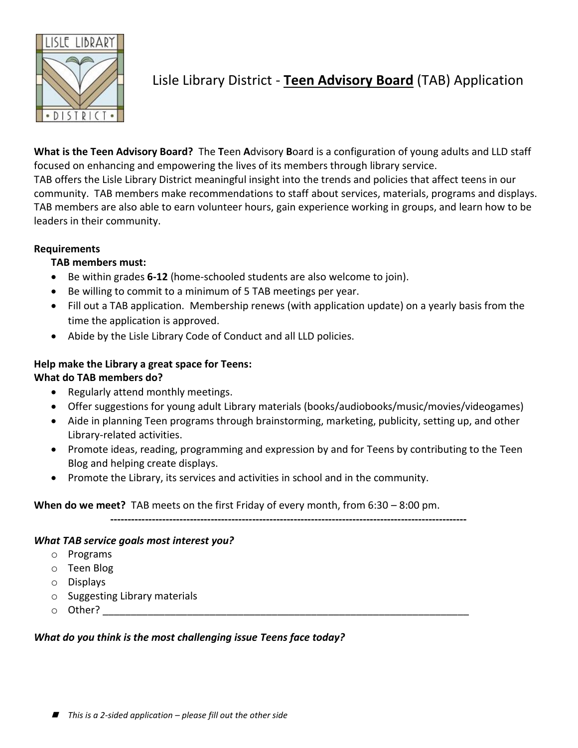# Lisle Library District - **Teen Advisory Board** (TAB) Application

**What is the Teen Advisory Board?** The **T**een **A**dvisory **B**oard is a configuration of young adults and LLD staff focused on enhancing and empowering the lives of its members through library service.
TAB offers the Lisle Library District meaningful insight into the trends and policies that affect teens in our community. TAB members make recommendations to staff about services, materials, programs and displays. TAB members are also able to earn volunteer hours, gain experience working in groups, and learn how to be leaders in their community.

**Requirements**

**TAB members must:**

- Be within grades **6-12** (home-schooled students are also welcome to join).
- Be willing to commit to a minimum of 5 TAB meetings per year.
- Fill out a TAB application. Membership renews (with application update) on a yearly basis from the time the application is approved.
- Abide by the Lisle Library Code of Conduct and all LLD policies.

**Help make the Library a great space for Teens:**
**What do TAB members do?**

- Regularly attend monthly meetings.
- Offer suggestions for young adult Library materials (books/audiobooks/music/movies/videogames)
- Aide in planning Teen programs through brainstorming, marketing, publicity, setting up, and other Library-related activities.
- Promote ideas, reading, programming and expression by and for Teens by contributing to the Teen Blog and helping create displays.
- Promote the Library, its services and activities in school and in the community.

**When do we meet?** TAB meets on the first Friday of every month, from 6:30 – 8:00 pm.

---

***What TAB service goals most interest you?***

- Programs
- Teen Blog
- Displays
- Suggesting Library materials
- Other? ____________________________________________________________________

***What do you think is the most challenging issue Teens face today?***

*This is a 2-sided application – please fill out the other side*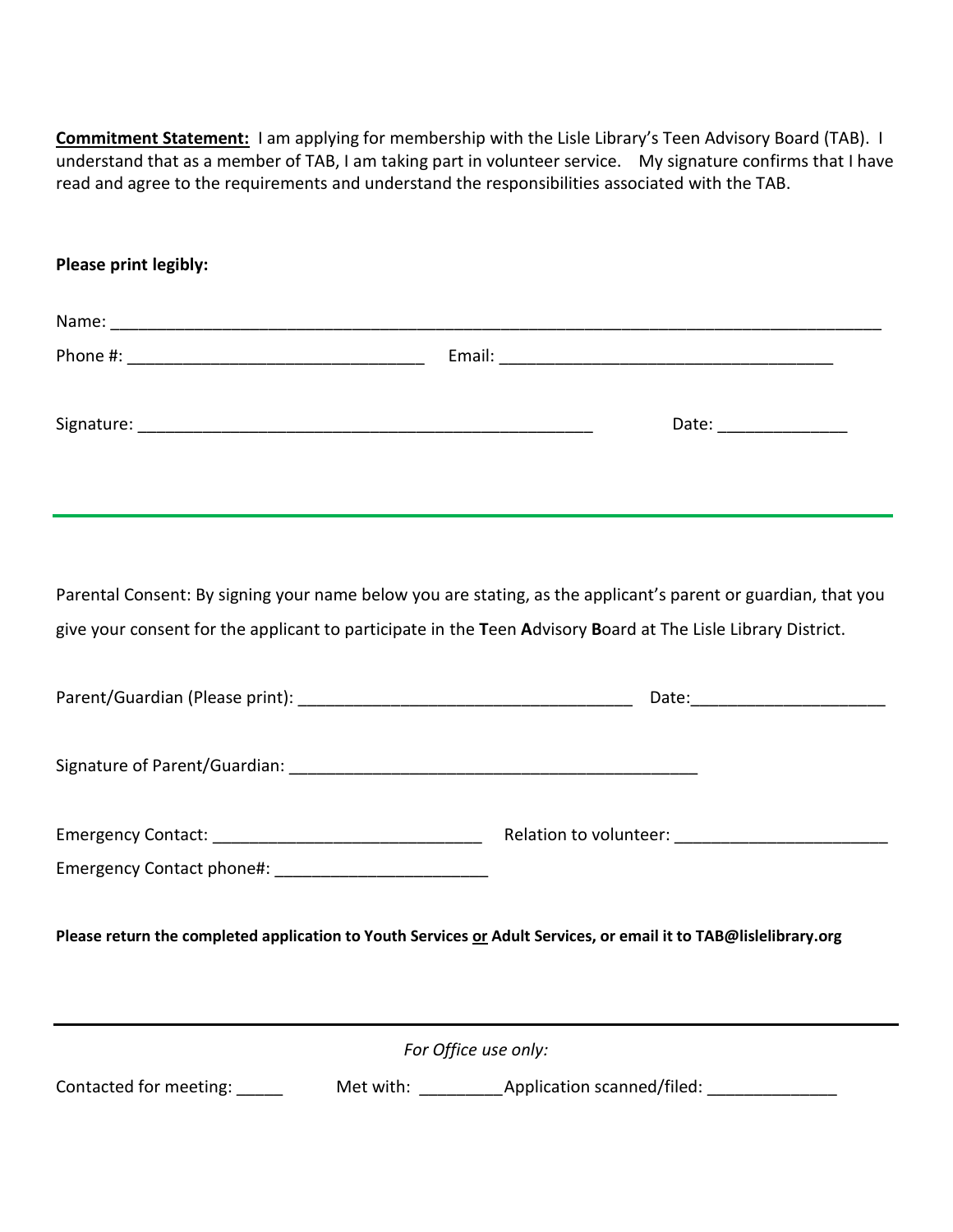**<u>Commitment Statement:</u>** I am applying for membership with the Lisle Library's Teen Advisory Board (TAB). I understand that as a member of TAB, I am taking part in volunteer service. My signature confirms that I have read and agree to the requirements and understand the responsibilities associated with the TAB.

**Please print legibly:**

Name: ____________________________________________________________________________________

Phone #: ________________________________ Email: ____________________________________

Signature: __________________________________________________ Date: ______________

---

Parental Consent: By signing your name below you are stating, as the applicant's parent or guardian, that you give your consent for the applicant to participate in the **T**een **A**dvisory **B**oard at The Lisle Library District.

Parent/Guardian (Please print): ____________________________________ Date:_____________________

Signature of Parent/Guardian: _____________________________________________

Emergency Contact: _____________________________ Relation to volunteer: _______________________

Emergency Contact phone#: _______________________

**Please return the completed application to Youth Services <u>or</u> Adult Services, or email it to TAB@lislelibrary.org**

---

*For Office use only:*

Contacted for meeting: _____ Met with: _________ Application scanned/filed: ______________